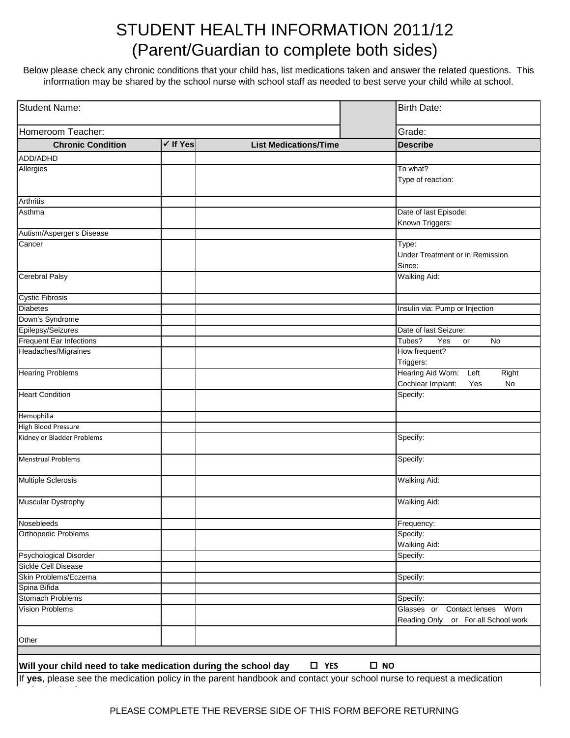# STUDENT HEALTH INFORMATION 2011/12
## (Parent/Guardian to complete both sides)

Below please check any chronic conditions that your child has, list medications taken and answer the related questions. This information may be shared by the school nurse with school staff as needed to best serve your child while at school.

| Student Name: | | | Birth Date: |
|---|---|---|---|
| Homeroom Teacher: | | | Grade: |
| **Chronic Condition** | **✓ If Yes** | **List Medications/Time** | **Describe** |
| ADD/ADHD | | | |
| Allergies | | | To what?<br>Type of reaction: |
| Arthritis | | | |
| Asthma | | | Date of last Episode:<br>Known Triggers: |
| Autism/Asperger's Disease | | | |
| Cancer | | | Type:<br>Under Treatment or in Remission<br>Since: |
| Cerebral Palsy | | | Walking Aid: |
| Cystic Fibrosis | | | |
| Diabetes | | | Insulin via: Pump or Injection |
| Down's Syndrome | | | |
| Epilepsy/Seizures | | | Date of last Seizure: |
| Frequent Ear Infections | | | Tubes? Yes or No |
| Headaches/Migraines | | | How frequent?<br>Triggers: |
| Hearing Problems | | | Hearing Aid Worn: Left Right<br>Cochlear Implant: Yes No |
| Heart Condition | | | Specify: |
| Hemophilia | | | |
| High Blood Pressure | | | |
| Kidney or Bladder Problems | | | Specify: |
| Menstrual Problems | | | Specify: |
| Multiple Sclerosis | | | Walking Aid: |
| Muscular Dystrophy | | | Walking Aid: |
| Nosebleeds | | | Frequency: |
| Orthopedic Problems | | | Specify:<br>Walking Aid: |
| Psychological Disorder | | | Specify: |
| Sickle Cell Disease | | | |
| Skin Problems/Eczema | | | Specify: |
| Spina Bifida | | | |
| Stomach Problems | | | Specify: |
| Vision Problems | | | Glasses or Contact lenses Worn<br>Reading Only or For all School work |
| Other | | | |

**Will your child need to take medication during the school day** ☐ **YES** ☐ **NO**

If **yes**, please see the medication policy in the parent handbook and contact your school nurse to request a medication

PLEASE COMPLETE THE REVERSE SIDE OF THIS FORM BEFORE RETURNING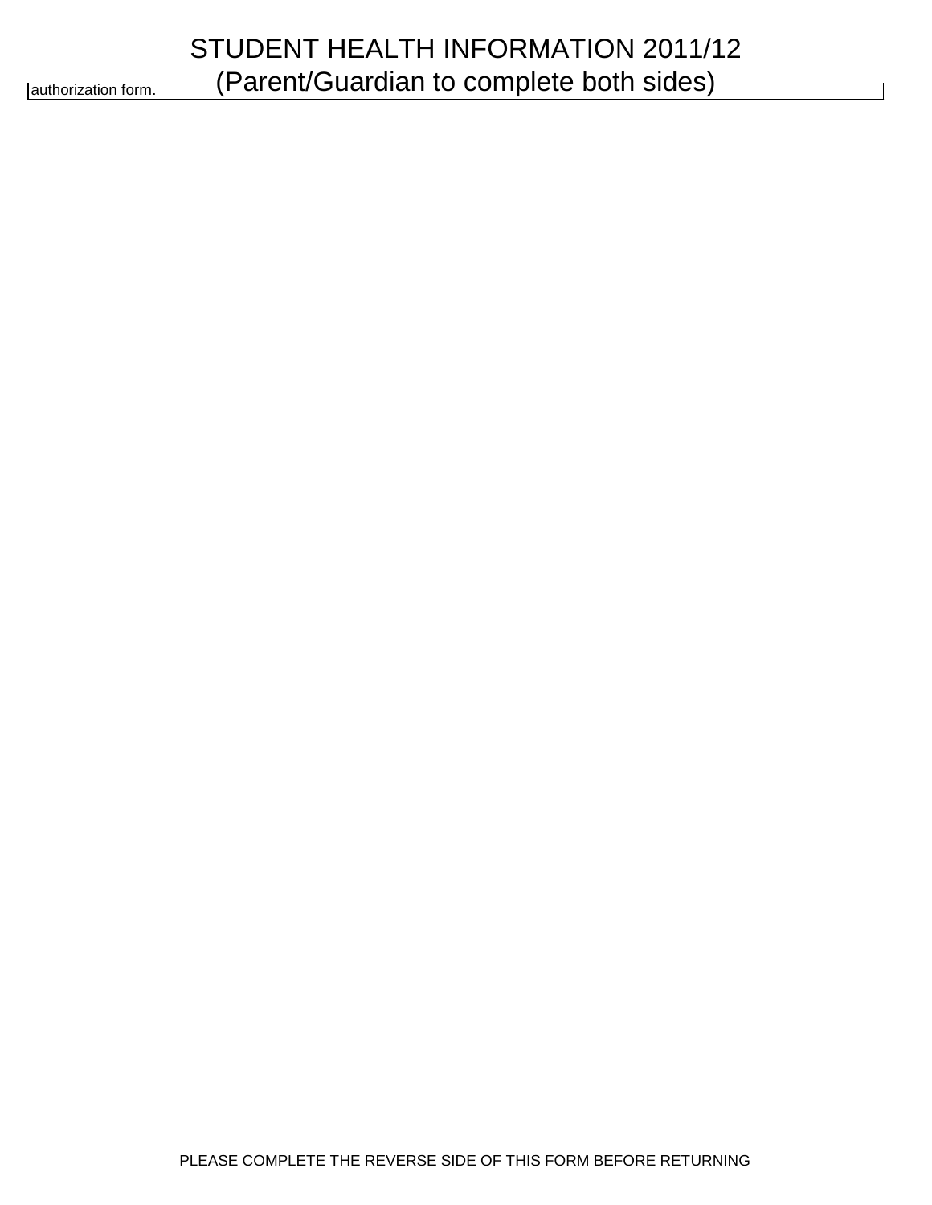# STUDENT HEALTH INFORMATION 2011/12

## (Parent/Guardian to complete both sides)

authorization form.

PLEASE COMPLETE THE REVERSE SIDE OF THIS FORM BEFORE RETURNING